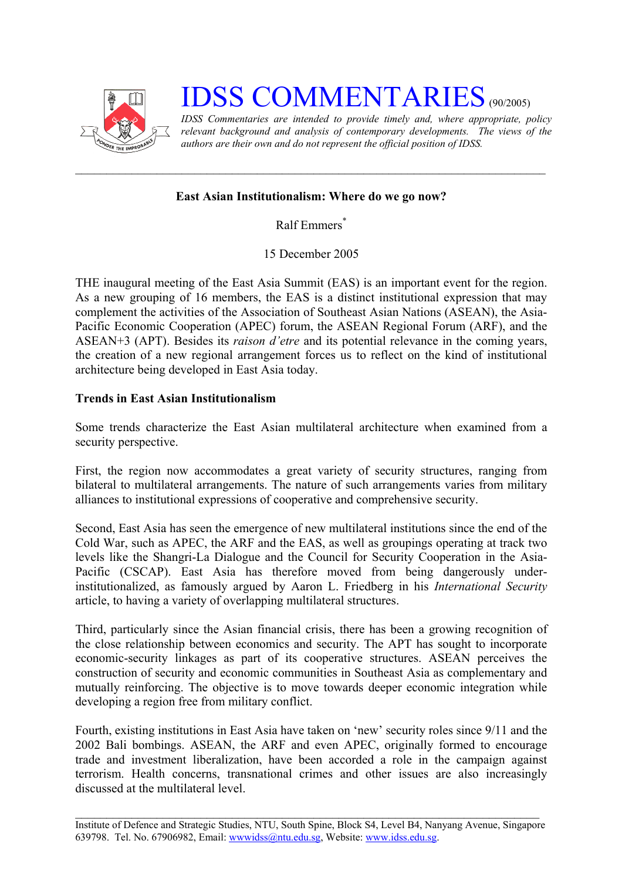# IDSS COMMENTARIES (90/2005)

*IDSS Commentaries are intended to provide timely and, where appropriate, policy relevant background and analysis of contemporary developments. The views of the authors are their own and do not represent the official position of IDSS.*

---

**East Asian Institutionalism: Where do we go now?**

Ralf Emmers*

15 December 2005

THE inaugural meeting of the East Asia Summit (EAS) is an important event for the region. As a new grouping of 16 members, the EAS is a distinct institutional expression that may complement the activities of the Association of Southeast Asian Nations (ASEAN), the Asia-Pacific Economic Cooperation (APEC) forum, the ASEAN Regional Forum (ARF), and the ASEAN+3 (APT). Besides its *raison d'etre* and its potential relevance in the coming years, the creation of a new regional arrangement forces us to reflect on the kind of institutional architecture being developed in East Asia today.

**Trends in East Asian Institutionalism**

Some trends characterize the East Asian multilateral architecture when examined from a security perspective.

First, the region now accommodates a great variety of security structures, ranging from bilateral to multilateral arrangements. The nature of such arrangements varies from military alliances to institutional expressions of cooperative and comprehensive security.

Second, East Asia has seen the emergence of new multilateral institutions since the end of the Cold War, such as APEC, the ARF and the EAS, as well as groupings operating at track two levels like the Shangri-La Dialogue and the Council for Security Cooperation in the Asia-Pacific (CSCAP). East Asia has therefore moved from being dangerously under-institutionalized, as famously argued by Aaron L. Friedberg in his *International Security* article, to having a variety of overlapping multilateral structures.

Third, particularly since the Asian financial crisis, there has been a growing recognition of the close relationship between economics and security. The APT has sought to incorporate economic-security linkages as part of its cooperative structures. ASEAN perceives the construction of security and economic communities in Southeast Asia as complementary and mutually reinforcing. The objective is to move towards deeper economic integration while developing a region free from military conflict.

Fourth, existing institutions in East Asia have taken on 'new' security roles since 9/11 and the 2002 Bali bombings. ASEAN, the ARF and even APEC, originally formed to encourage trade and investment liberalization, have been accorded a role in the campaign against terrorism. Health concerns, transnational crimes and other issues are also increasingly discussed at the multilateral level.

---

Institute of Defence and Strategic Studies, NTU, South Spine, Block S4, Level B4, Nanyang Avenue, Singapore 639798. Tel. No. 67906982, Email: wwwidss@ntu.edu.sg, Website: www.idss.edu.sg.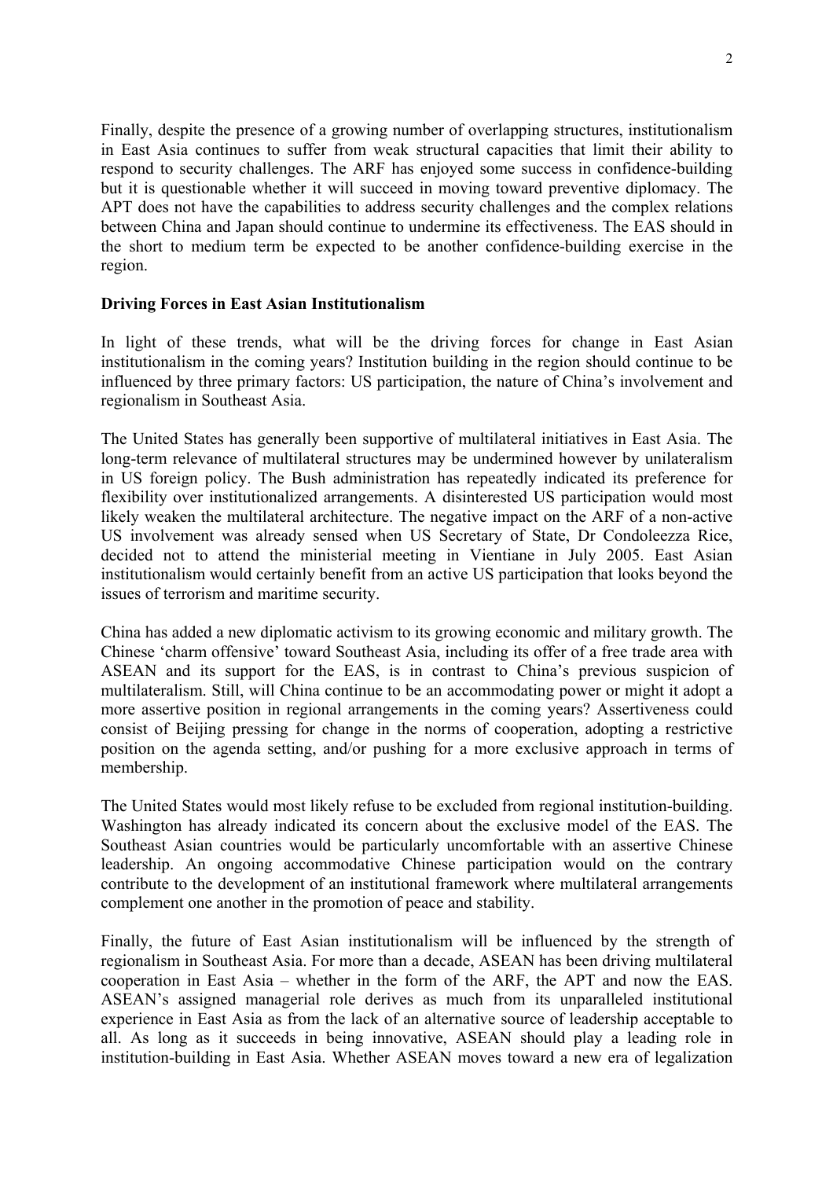Finally, despite the presence of a growing number of overlapping structures, institutionalism in East Asia continues to suffer from weak structural capacities that limit their ability to respond to security challenges. The ARF has enjoyed some success in confidence-building but it is questionable whether it will succeed in moving toward preventive diplomacy. The APT does not have the capabilities to address security challenges and the complex relations between China and Japan should continue to undermine its effectiveness. The EAS should in the short to medium term be expected to be another confidence-building exercise in the region.

**Driving Forces in East Asian Institutionalism**

In light of these trends, what will be the driving forces for change in East Asian institutionalism in the coming years? Institution building in the region should continue to be influenced by three primary factors: US participation, the nature of China's involvement and regionalism in Southeast Asia.

The United States has generally been supportive of multilateral initiatives in East Asia. The long-term relevance of multilateral structures may be undermined however by unilateralism in US foreign policy. The Bush administration has repeatedly indicated its preference for flexibility over institutionalized arrangements. A disinterested US participation would most likely weaken the multilateral architecture. The negative impact on the ARF of a non-active US involvement was already sensed when US Secretary of State, Dr Condoleezza Rice, decided not to attend the ministerial meeting in Vientiane in July 2005. East Asian institutionalism would certainly benefit from an active US participation that looks beyond the issues of terrorism and maritime security.

China has added a new diplomatic activism to its growing economic and military growth. The Chinese 'charm offensive' toward Southeast Asia, including its offer of a free trade area with ASEAN and its support for the EAS, is in contrast to China's previous suspicion of multilateralism. Still, will China continue to be an accommodating power or might it adopt a more assertive position in regional arrangements in the coming years? Assertiveness could consist of Beijing pressing for change in the norms of cooperation, adopting a restrictive position on the agenda setting, and/or pushing for a more exclusive approach in terms of membership.

The United States would most likely refuse to be excluded from regional institution-building. Washington has already indicated its concern about the exclusive model of the EAS. The Southeast Asian countries would be particularly uncomfortable with an assertive Chinese leadership. An ongoing accommodative Chinese participation would on the contrary contribute to the development of an institutional framework where multilateral arrangements complement one another in the promotion of peace and stability.

Finally, the future of East Asian institutionalism will be influenced by the strength of regionalism in Southeast Asia. For more than a decade, ASEAN has been driving multilateral cooperation in East Asia – whether in the form of the ARF, the APT and now the EAS. ASEAN's assigned managerial role derives as much from its unparalleled institutional experience in East Asia as from the lack of an alternative source of leadership acceptable to all. As long as it succeeds in being innovative, ASEAN should play a leading role in institution-building in East Asia. Whether ASEAN moves toward a new era of legalization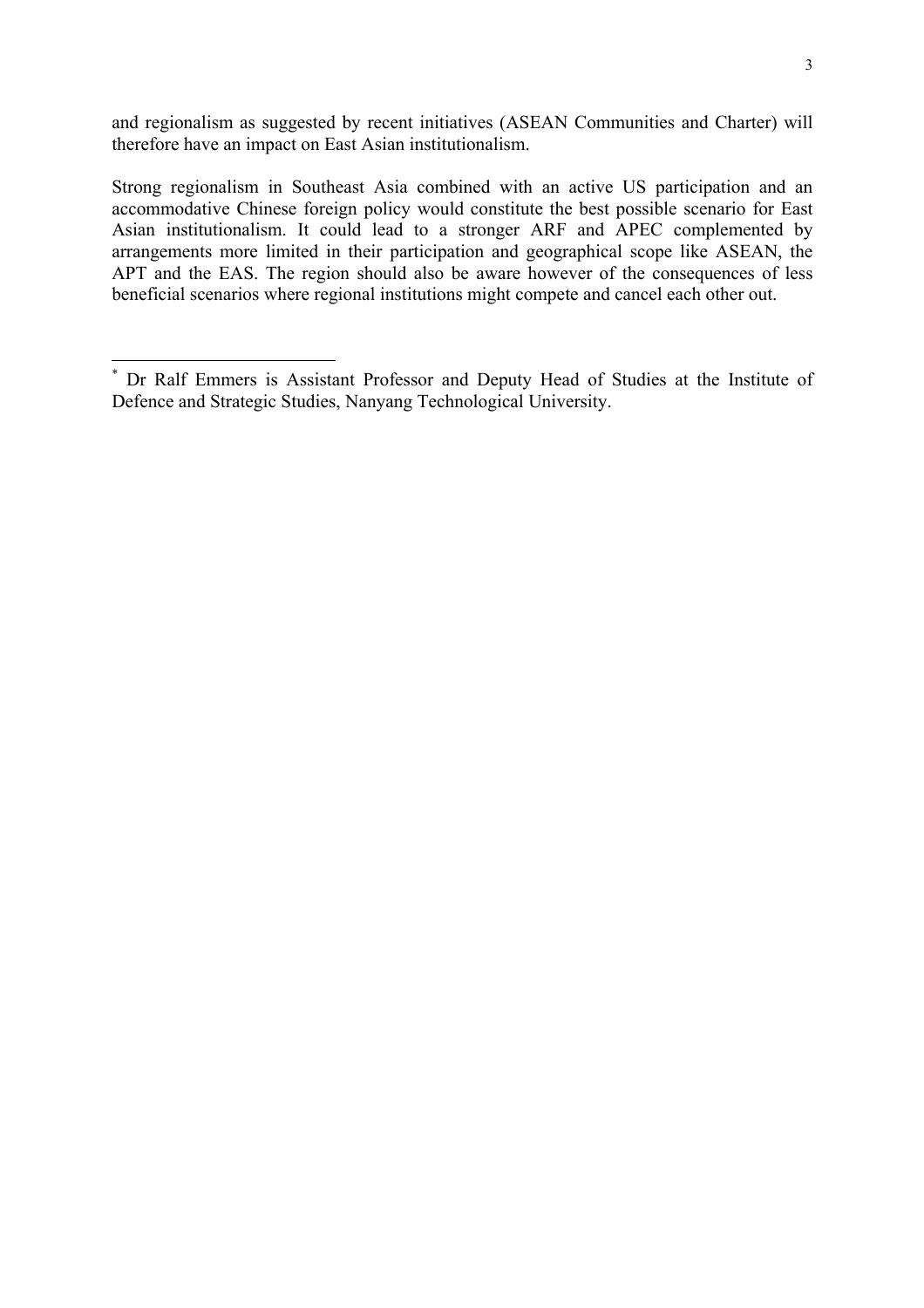and regionalism as suggested by recent initiatives (ASEAN Communities and Charter) will therefore have an impact on East Asian institutionalism.

Strong regionalism in Southeast Asia combined with an active US participation and an accommodative Chinese foreign policy would constitute the best possible scenario for East Asian institutionalism. It could lead to a stronger ARF and APEC complemented by arrangements more limited in their participation and geographical scope like ASEAN, the APT and the EAS. The region should also be aware however of the consequences of less beneficial scenarios where regional institutions might compete and cancel each other out.

---

[*] Dr Ralf Emmers is Assistant Professor and Deputy Head of Studies at the Institute of Defence and Strategic Studies, Nanyang Technological University.